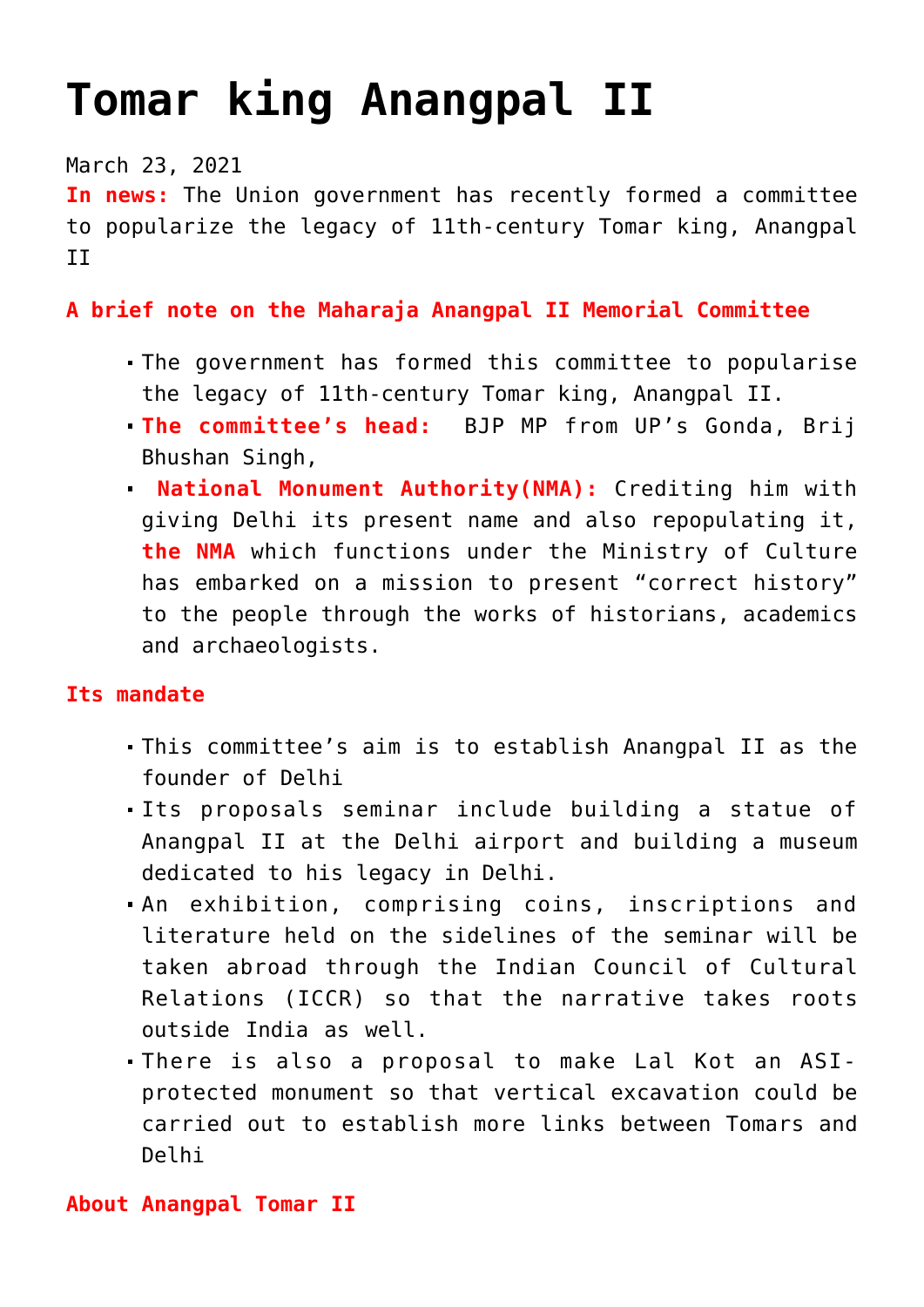# Tomar king Anangpal II

March 23, 2021

**In news:** The Union government has recently formed a committee to popularize the legacy of 11th-century Tomar king, Anangpal II

**A brief note on the Maharaja Anangpal II Memorial Committee**

- The government has formed this committee to popularise the legacy of 11th-century Tomar king, Anangpal II.
- **The committee's head:** BJP MP from UP's Gonda, Brij Bhushan Singh,
- **National Monument Authority(NMA):** Crediting him with giving Delhi its present name and also repopulating it, **the NMA** which functions under the Ministry of Culture has embarked on a mission to present "correct history" to the people through the works of historians, academics and archaeologists.

**Its mandate**

- This committee's aim is to establish Anangpal II as the founder of Delhi
- Its proposals seminar include building a statue of Anangpal II at the Delhi airport and building a museum dedicated to his legacy in Delhi.
- An exhibition, comprising coins, inscriptions and literature held on the sidelines of the seminar will be taken abroad through the Indian Council of Cultural Relations (ICCR) so that the narrative takes roots outside India as well.
- There is also a proposal to make Lal Kot an ASI-protected monument so that vertical excavation could be carried out to establish more links between Tomars and Delhi

**About Anangpal Tomar II**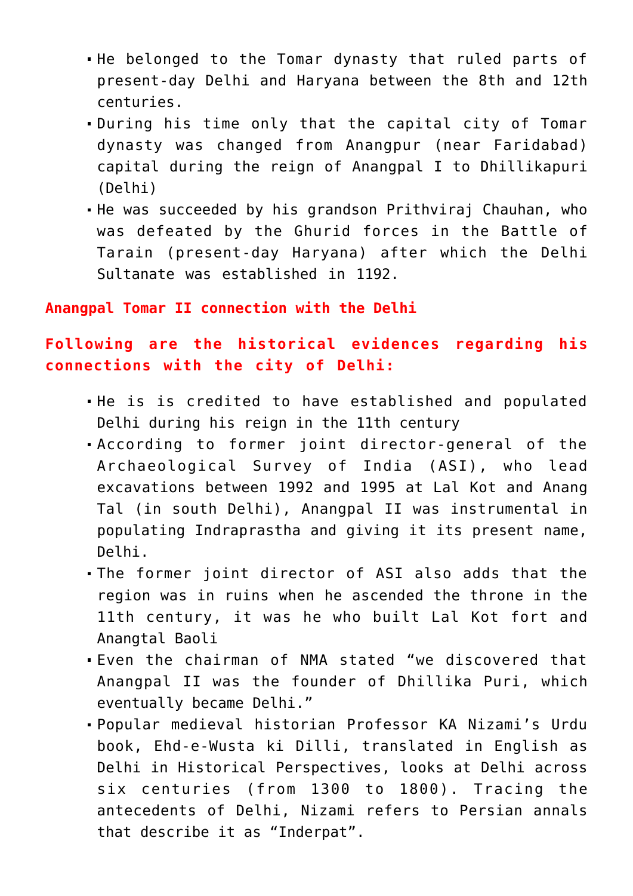- He belonged to the Tomar dynasty that ruled parts of present-day Delhi and Haryana between the 8th and 12th centuries.
- During his time only that the capital city of Tomar dynasty was changed from Anangpur (near Faridabad) capital during the reign of Anangpal I to Dhillikapuri (Delhi)
- He was succeeded by his grandson Prithviraj Chauhan, who was defeated by the Ghurid forces in the Battle of Tarain (present-day Haryana) after which the Delhi Sultanate was established in 1192.

**Anangpal Tomar II connection with the Delhi**

**Following are the historical evidences regarding his connections with the city of Delhi:**

- He is is credited to have established and populated Delhi during his reign in the 11th century
- According to former joint director-general of the Archaeological Survey of India (ASI), who lead excavations between 1992 and 1995 at Lal Kot and Anang Tal (in south Delhi), Anangpal II was instrumental in populating Indraprastha and giving it its present name, Delhi.
- The former joint director of ASI also adds that the region was in ruins when he ascended the throne in the 11th century, it was he who built Lal Kot fort and Anangtal Baoli
- Even the chairman of NMA stated "we discovered that Anangpal II was the founder of Dhillika Puri, which eventually became Delhi."
- Popular medieval historian Professor KA Nizami's Urdu book, Ehd-e-Wusta ki Dilli, translated in English as Delhi in Historical Perspectives, looks at Delhi across six centuries (from 1300 to 1800). Tracing the antecedents of Delhi, Nizami refers to Persian annals that describe it as "Inderpat".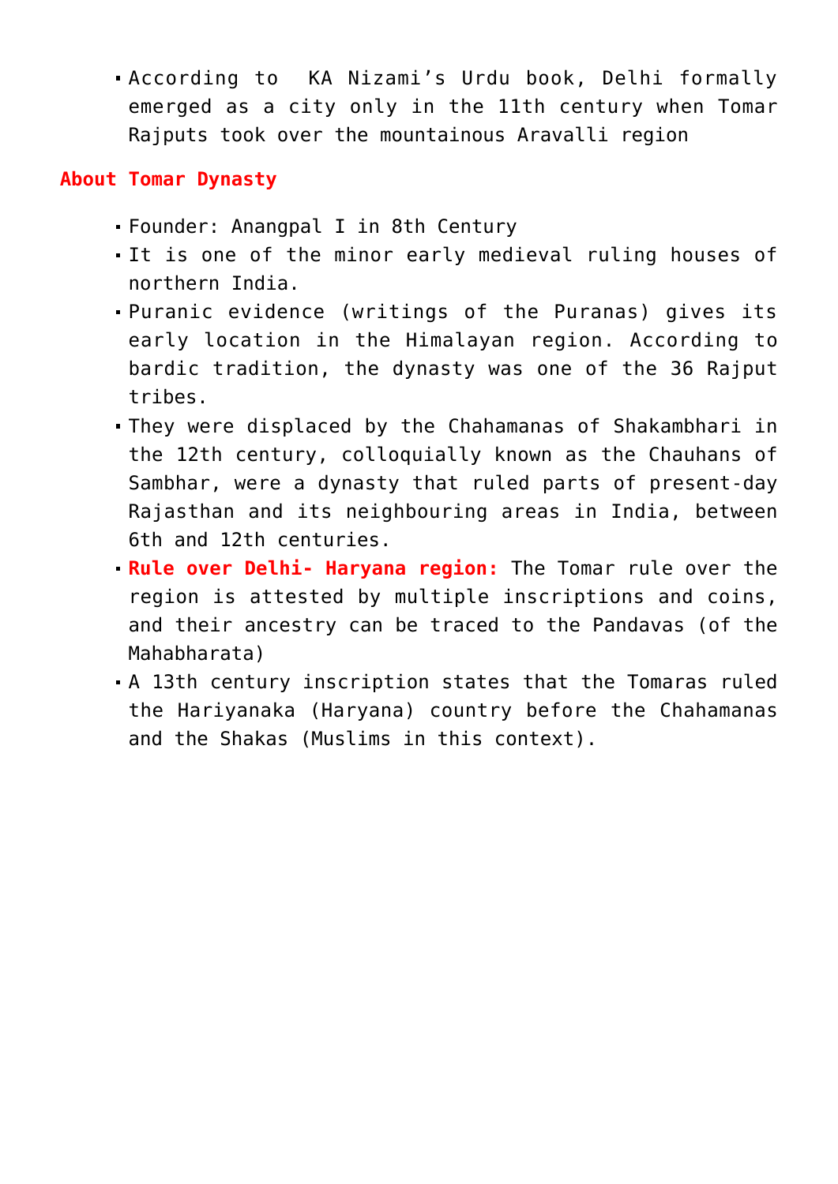- According to  KA Nizami's Urdu book, Delhi formally emerged as a city only in the 11th century when Tomar Rajputs took over the mountainous Aravalli region

**About Tomar Dynasty**

- Founder: Anangpal I in 8th Century
- It is one of the minor early medieval ruling houses of northern India.
- Puranic evidence (writings of the Puranas) gives its early location in the Himalayan region. According to bardic tradition, the dynasty was one of the 36 Rajput tribes.
- They were displaced by the Chahamanas of Shakambhari in the 12th century, colloquially known as the Chauhans of Sambhar, were a dynasty that ruled parts of present-day Rajasthan and its neighbouring areas in India, between 6th and 12th centuries.
- **Rule over Delhi- Haryana region:** The Tomar rule over the region is attested by multiple inscriptions and coins, and their ancestry can be traced to the Pandavas (of the Mahabharata)
- A 13th century inscription states that the Tomaras ruled the Hariyanaka (Haryana) country before the Chahamanas and the Shakas (Muslims in this context).